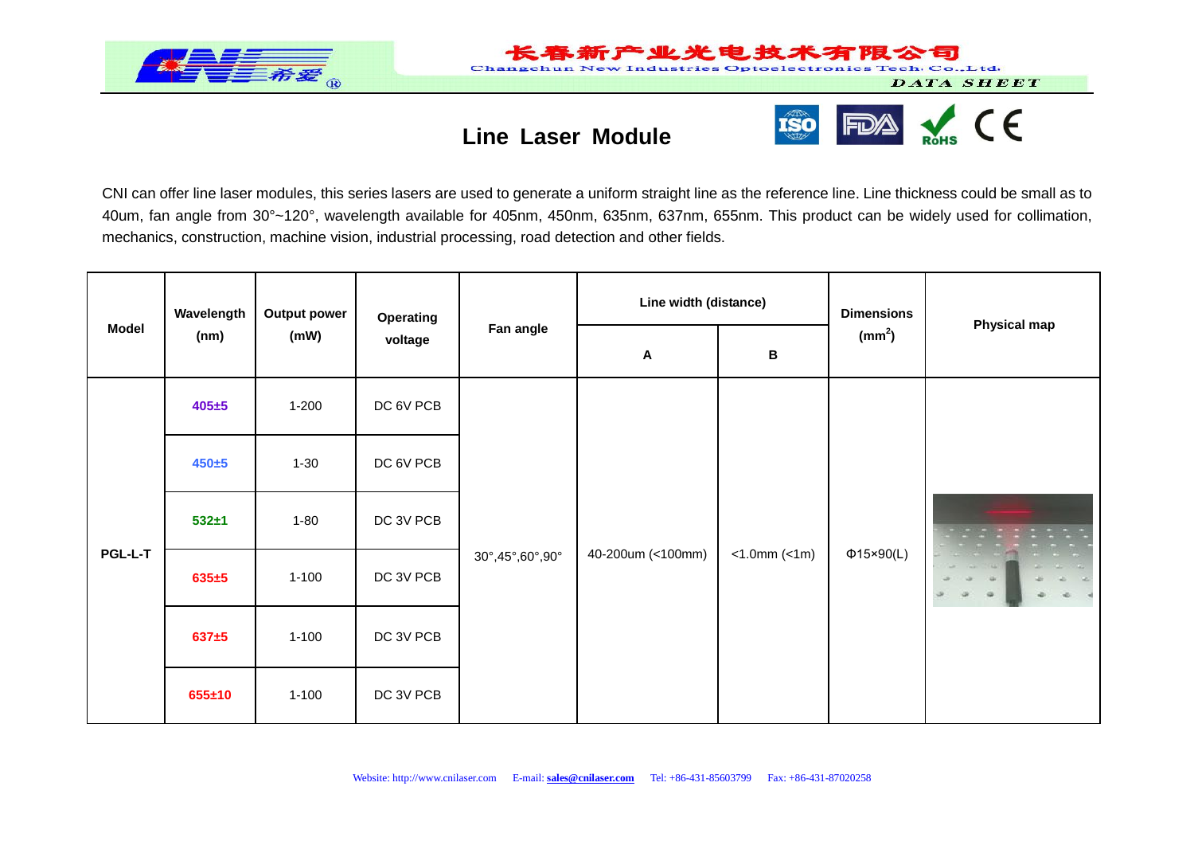# Line Laser Module

CNI can offer line laser modules, this series lasers are used to generate a uniform straight line as the reference line. Line thickness could be small as to 40um, fan angle from 30°~120°, wavelength available for 405nm, 450nm, 635nm, 637nm, 655nm. This product can be widely used for collimation, mechanics, construction, machine vision, industrial processing, road detection and other fields.

| Model | Wavelength (nm) | Output power (mW) | Operating voltage | Fan angle | Line width (distance) | | Dimensions ($mm^2$) | Physical map |
|---|---|---|---|---|---|---|---|---|
| | | | | | A | B | | |
| PGL-L-T | 405±5 | 1-200 | DC 6V PCB | 30°,45°,60°,90° | 40-200um (<100mm) | <1.0mm (<1m) | Φ15×90(L) | |
| | 450±5 | 1-30 | DC 6V PCB | | | | | |
| | 532±1 | 1-80 | DC 3V PCB | | | | | |
| | 635±5 | 1-100 | DC 3V PCB | | | | | |
| | 637±5 | 1-100 | DC 3V PCB | | | | | |
| | 655±10 | 1-100 | DC 3V PCB | | | | | |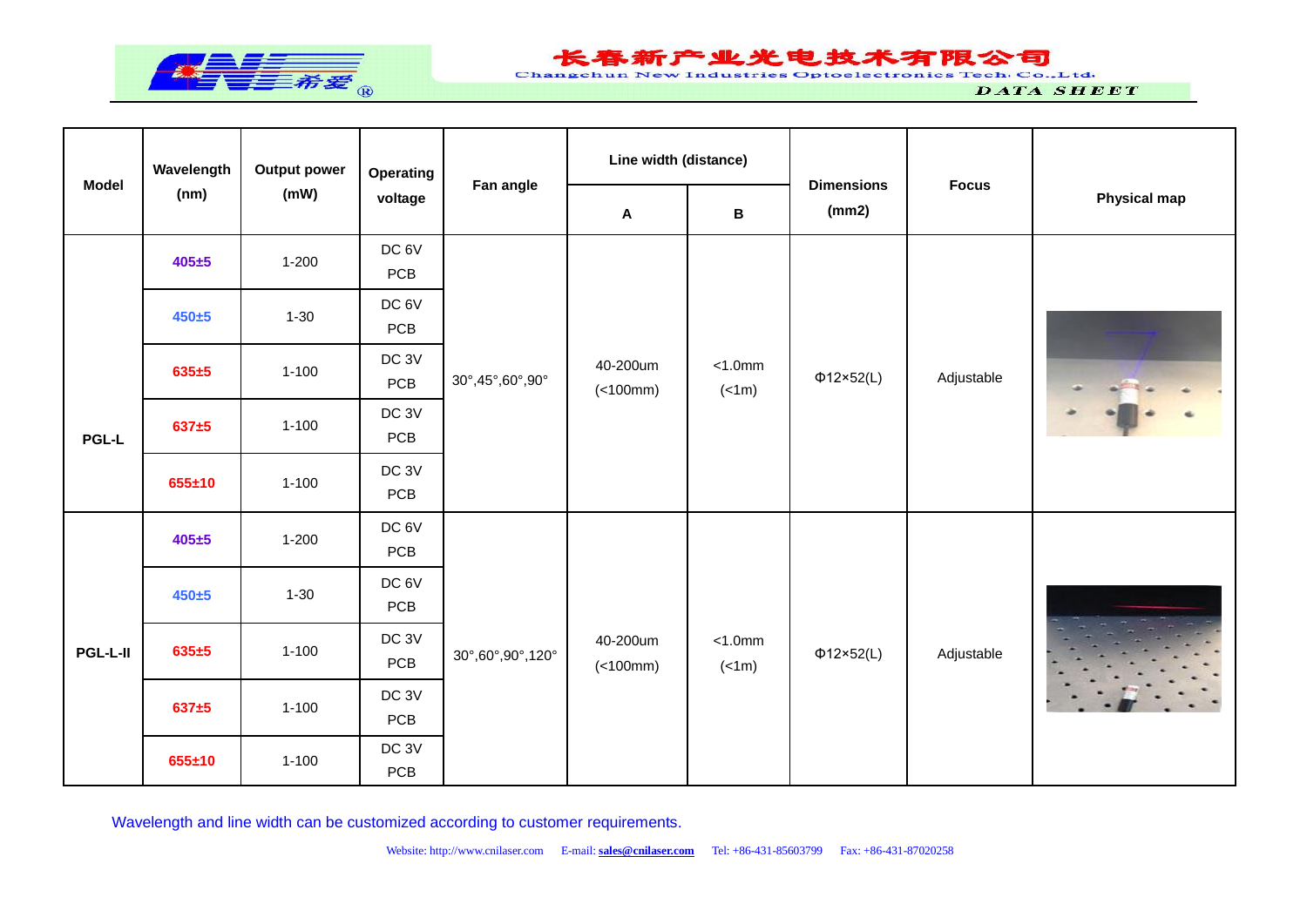| Model | Wavelength (nm) | Output power (mW) | Operating voltage | Fan angle | Line width (distance) | | Dimensions (mm2) | Focus | Physical map |
|---|---|---|---|---|---|---|---|---|---|
| | | | | | A | B | | | |
| PGL-L | 405±5 | 1-200 | DC 6V PCB | 30°,45°,60°,90° | 40-200um (<100mm) | <1.0mm (<1m) | Φ12×52(L) | Adjustable | |
| | 450±5 | 1-30 | DC 6V PCB | | | | | | |
| | 635±5 | 1-100 | DC 3V PCB | | | | | | |
| | 637±5 | 1-100 | DC 3V PCB | | | | | | |
| | 655±10 | 1-100 | DC 3V PCB | | | | | | |
| PGL-L-II | 405±5 | 1-200 | DC 6V PCB | 30°,60°,90°,120° | 40-200um (<100mm) | <1.0mm (<1m) | Φ12×52(L) | Adjustable | |
| | 450±5 | 1-30 | DC 6V PCB | | | | | | |
| | 635±5 | 1-100 | DC 3V PCB | | | | | | |
| | 637±5 | 1-100 | DC 3V PCB | | | | | | |
| | 655±10 | 1-100 | DC 3V PCB | | | | | | |

Wavelength and line width can be customized according to customer requirements.

Website: http://www.cnilaser.com E-mail: **sales@cnilaser.com** Tel: +86-431-85603799 Fax: +86-431-87020258